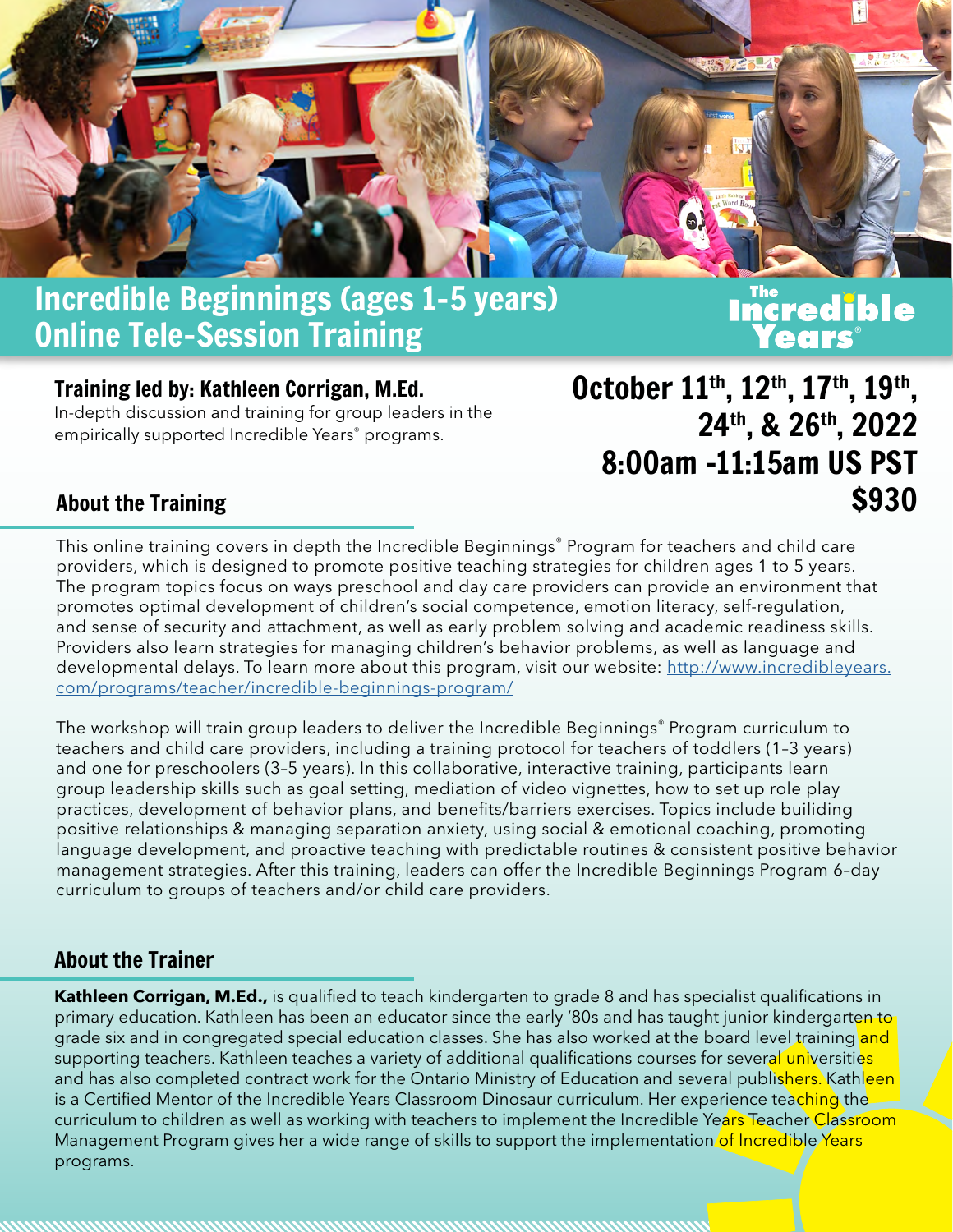# Incredible Beginnings (ages 1-5 years) Online Tele-Session Training

The Incredible Years®

### Training led by: Kathleen Corrigan, M.Ed.

In-depth discussion and training for group leaders in the empirically supported Incredible Years® programs.

**October 11th, 12th, 17th, 19th, 24th, & 26th, 2022**
**8:00am -11:15am US PST**
**$930**

## About the Training

This online training covers in depth the Incredible Beginnings® Program for teachers and child care providers, which is designed to promote positive teaching strategies for children ages 1 to 5 years. The program topics focus on ways preschool and day care providers can provide an environment that promotes optimal development of children's social competence, emotion literacy, self-regulation, and sense of security and attachment, as well as early problem solving and academic readiness skills. Providers also learn strategies for managing children's behavior problems, as well as language and developmental delays. To learn more about this program, visit our website: [http://www.incredibleyears.com/programs/teacher/incredible-beginnings-program/](http://www.incredibleyears.com/programs/teacher/incredible-beginnings-program/)

The workshop will train group leaders to deliver the Incredible Beginnings® Program curriculum to teachers and child care providers, including a training protocol for teachers of toddlers (1–3 years) and one for preschoolers (3–5 years). In this collaborative, interactive training, participants learn group leadership skills such as goal setting, mediation of video vignettes, how to set up role play practices, development of behavior plans, and benefits/barriers exercises. Topics include builiding positive relationships & managing separation anxiety, using social & emotional coaching, promoting language development, and proactive teaching with predictable routines & consistent positive behavior management strategies. After this training, leaders can offer the Incredible Beginnings Program 6–day curriculum to groups of teachers and/or child care providers.

## About the Trainer

**Kathleen Corrigan, M.Ed.,** is qualified to teach kindergarten to grade 8 and has specialist qualifications in primary education. Kathleen has been an educator since the early '80s and has taught junior kindergarten to grade six and in congregated special education classes. She has also worked at the board level training and supporting teachers. Kathleen teaches a variety of additional qualifications courses for several universities and has also completed contract work for the Ontario Ministry of Education and several publishers. Kathleen is a Certified Mentor of the Incredible Years Classroom Dinosaur curriculum. Her experience teaching the curriculum to children as well as working with teachers to implement the Incredible Years Teacher Classroom Management Program gives her a wide range of skills to support the implementation of Incredible Years programs.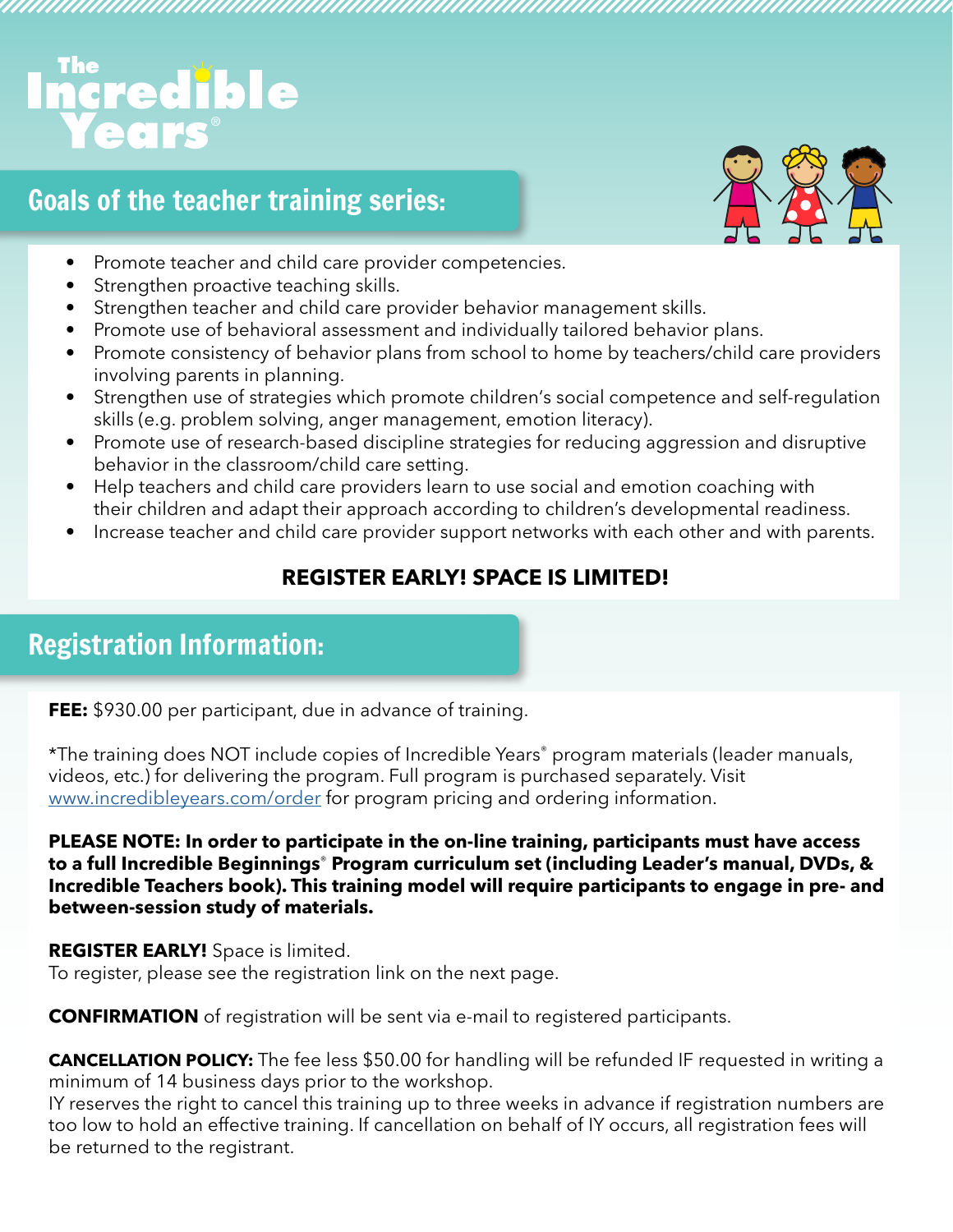# The Incredible Years®

## Goals of the teacher training series:

- Promote teacher and child care provider competencies.
- Strengthen proactive teaching skills.
- Strengthen teacher and child care provider behavior management skills.
- Promote use of behavioral assessment and individually tailored behavior plans.
- Promote consistency of behavior plans from school to home by teachers/child care providers involving parents in planning.
- Strengthen use of strategies which promote children's social competence and self-regulation skills (e.g. problem solving, anger management, emotion literacy).
- Promote use of research-based discipline strategies for reducing aggression and disruptive behavior in the classroom/child care setting.
- Help teachers and child care providers learn to use social and emotion coaching with their children and adapt their approach according to children's developmental readiness.
- Increase teacher and child care provider support networks with each other and with parents.

**REGISTER EARLY! SPACE IS LIMITED!**

## Registration Information:

**FEE:** $930.00 per participant, due in advance of training.

*The training does NOT include copies of Incredible Years® program materials (leader manuals, videos, etc.) for delivering the program. Full program is purchased separately. Visit www.incredibleyears.com/order for program pricing and ordering information.

**PLEASE NOTE: In order to participate in the on-line training, participants must have access to a full Incredible Beginnings® Program curriculum set (including Leader's manual, DVDs, & Incredible Teachers book). This training model will require participants to engage in pre- and between-session study of materials.**

**REGISTER EARLY!** Space is limited.
To register, please see the registration link on the next page.

**CONFIRMATION** of registration will be sent via e-mail to registered participants.

**CANCELLATION POLICY:** The fee less $50.00 for handling will be refunded IF requested in writing a minimum of 14 business days prior to the workshop.
IY reserves the right to cancel this training up to three weeks in advance if registration numbers are too low to hold an effective training. If cancellation on behalf of IY occurs, all registration fees will be returned to the registrant.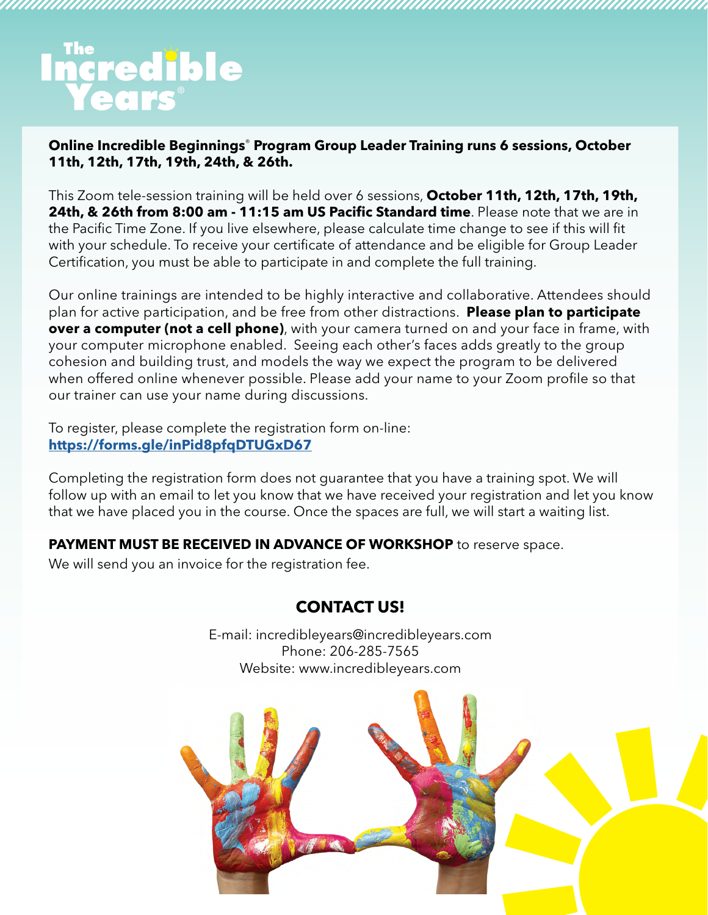# The Incredible Years®

**Online Incredible Beginnings® Program Group Leader Training runs 6 sessions, October 11th, 12th, 17th, 19th, 24th, & 26th.**

This Zoom tele-session training will be held over 6 sessions, **October 11th, 12th, 17th, 19th, 24th, & 26th from 8:00 am - 11:15 am US Pacific Standard time**. Please note that we are in the Pacific Time Zone. If you live elsewhere, please calculate time change to see if this will fit with your schedule. To receive your certificate of attendance and be eligible for Group Leader Certification, you must be able to participate in and complete the full training.

Our online trainings are intended to be highly interactive and collaborative. Attendees should plan for active participation, and be free from other distractions. **Please plan to participate over a computer (not a cell phone)**, with your camera turned on and your face in frame, with your computer microphone enabled. Seeing each other's faces adds greatly to the group cohesion and building trust, and models the way we expect the program to be delivered when offered online whenever possible. Please add your name to your Zoom profile so that our trainer can use your name during discussions.

To register, please complete the registration form on-line:
**https://forms.gle/inPid8pfqDTUGxD67**

Completing the registration form does not guarantee that you have a training spot. We will follow up with an email to let you know that we have received your registration and let you know that we have placed you in the course. Once the spaces are full, we will start a waiting list.

**PAYMENT MUST BE RECEIVED IN ADVANCE OF WORKSHOP** to reserve space.
We will send you an invoice for the registration fee.

## CONTACT US!

E-mail: incredibleyears@incredibleyears.com
Phone: 206-285-7565
Website: www.incredibleyears.com